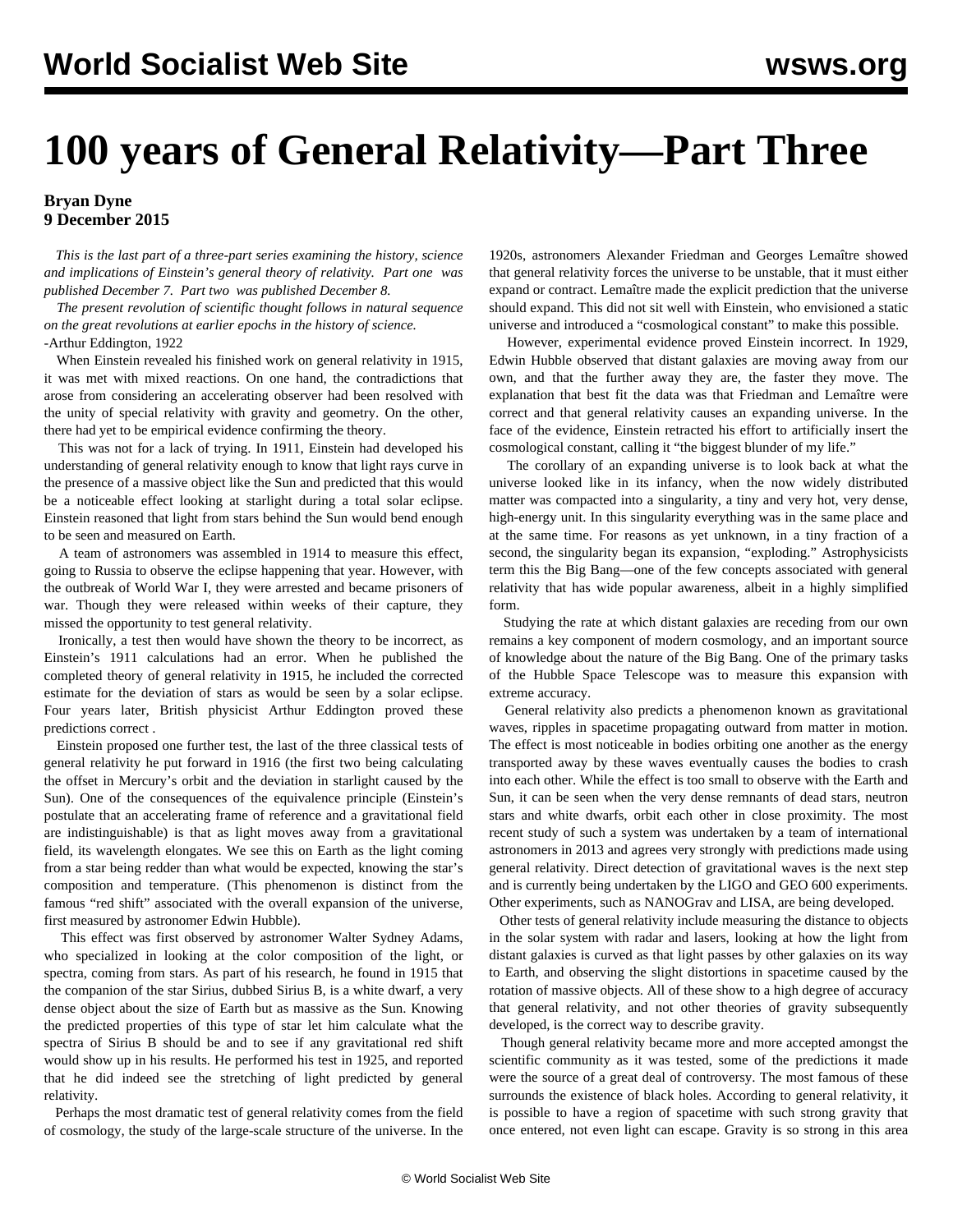# 100 years of General Relativity—Part Three

**Bryan Dyne**
**9 December 2015**

*This is the last part of a three-part series examining the history, science and implications of Einstein's general theory of relativity. Part one was published December 7. Part two was published December 8.*

*The present revolution of scientific thought follows in natural sequence on the great revolutions at earlier epochs in the history of science.*
-Arthur Eddington, 1922

When Einstein revealed his finished work on general relativity in 1915, it was met with mixed reactions. On one hand, the contradictions that arose from considering an accelerating observer had been resolved with the unity of special relativity with gravity and geometry. On the other, there had yet to be empirical evidence confirming the theory.

This was not for a lack of trying. In 1911, Einstein had developed his understanding of general relativity enough to know that light rays curve in the presence of a massive object like the Sun and predicted that this would be a noticeable effect looking at starlight during a total solar eclipse. Einstein reasoned that light from stars behind the Sun would bend enough to be seen and measured on Earth.

A team of astronomers was assembled in 1914 to measure this effect, going to Russia to observe the eclipse happening that year. However, with the outbreak of World War I, they were arrested and became prisoners of war. Though they were released within weeks of their capture, they missed the opportunity to test general relativity.

Ironically, a test then would have shown the theory to be incorrect, as Einstein's 1911 calculations had an error. When he published the completed theory of general relativity in 1915, he included the corrected estimate for the deviation of stars as would be seen by a solar eclipse. Four years later, British physicist Arthur Eddington proved these predictions correct .

Einstein proposed one further test, the last of the three classical tests of general relativity he put forward in 1916 (the first two being calculating the offset in Mercury's orbit and the deviation in starlight caused by the Sun). One of the consequences of the equivalence principle (Einstein's postulate that an accelerating frame of reference and a gravitational field are indistinguishable) is that as light moves away from a gravitational field, its wavelength elongates. We see this on Earth as the light coming from a star being redder than what would be expected, knowing the star's composition and temperature. (This phenomenon is distinct from the famous "red shift" associated with the overall expansion of the universe, first measured by astronomer Edwin Hubble).

This effect was first observed by astronomer Walter Sydney Adams, who specialized in looking at the color composition of the light, or spectra, coming from stars. As part of his research, he found in 1915 that the companion of the star Sirius, dubbed Sirius B, is a white dwarf, a very dense object about the size of Earth but as massive as the Sun. Knowing the predicted properties of this type of star let him calculate what the spectra of Sirius B should be and to see if any gravitational red shift would show up in his results. He performed his test in 1925, and reported that he did indeed see the stretching of light predicted by general relativity.

Perhaps the most dramatic test of general relativity comes from the field of cosmology, the study of the large-scale structure of the universe. In the 1920s, astronomers Alexander Friedman and Georges Lemaître showed that general relativity forces the universe to be unstable, that it must either expand or contract. Lemaître made the explicit prediction that the universe should expand. This did not sit well with Einstein, who envisioned a static universe and introduced a "cosmological constant" to make this possible.

However, experimental evidence proved Einstein incorrect. In 1929, Edwin Hubble observed that distant galaxies are moving away from our own, and that the further away they are, the faster they move. The explanation that best fit the data was that Friedman and Lemaître were correct and that general relativity causes an expanding universe. In the face of the evidence, Einstein retracted his effort to artificially insert the cosmological constant, calling it "the biggest blunder of my life."

The corollary of an expanding universe is to look back at what the universe looked like in its infancy, when the now widely distributed matter was compacted into a singularity, a tiny and very hot, very dense, high-energy unit. In this singularity everything was in the same place and at the same time. For reasons as yet unknown, in a tiny fraction of a second, the singularity began its expansion, "exploding." Astrophysicists term this the Big Bang—one of the few concepts associated with general relativity that has wide popular awareness, albeit in a highly simplified form.

Studying the rate at which distant galaxies are receding from our own remains a key component of modern cosmology, and an important source of knowledge about the nature of the Big Bang. One of the primary tasks of the Hubble Space Telescope was to measure this expansion with extreme accuracy.

General relativity also predicts a phenomenon known as gravitational waves, ripples in spacetime propagating outward from matter in motion. The effect is most noticeable in bodies orbiting one another as the energy transported away by these waves eventually causes the bodies to crash into each other. While the effect is too small to observe with the Earth and Sun, it can be seen when the very dense remnants of dead stars, neutron stars and white dwarfs, orbit each other in close proximity. The most recent study of such a system was undertaken by a team of international astronomers in 2013 and agrees very strongly with predictions made using general relativity. Direct detection of gravitational waves is the next step and is currently being undertaken by the LIGO and GEO 600 experiments. Other experiments, such as NANOGrav and LISA, are being developed.

Other tests of general relativity include measuring the distance to objects in the solar system with radar and lasers, looking at how the light from distant galaxies is curved as that light passes by other galaxies on its way to Earth, and observing the slight distortions in spacetime caused by the rotation of massive objects. All of these show to a high degree of accuracy that general relativity, and not other theories of gravity subsequently developed, is the correct way to describe gravity.

Though general relativity became more and more accepted amongst the scientific community as it was tested, some of the predictions it made were the source of a great deal of controversy. The most famous of these surrounds the existence of black holes. According to general relativity, it is possible to have a region of spacetime with such strong gravity that once entered, not even light can escape. Gravity is so strong in this area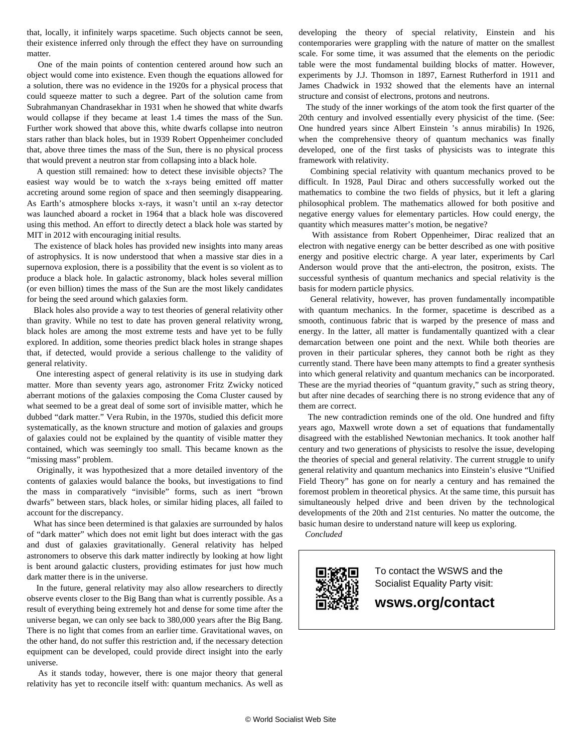that, locally, it infinitely warps spacetime. Such objects cannot be seen, their existence inferred only through the effect they have on surrounding matter.

One of the main points of contention centered around how such an object would come into existence. Even though the equations allowed for a solution, there was no evidence in the 1920s for a physical process that could squeeze matter to such a degree. Part of the solution came from Subrahmanyan Chandrasekhar in 1931 when he showed that white dwarfs would collapse if they became at least 1.4 times the mass of the Sun. Further work showed that above this, white dwarfs collapse into neutron stars rather than black holes, but in 1939 Robert Oppenheimer concluded that, above three times the mass of the Sun, there is no physical process that would prevent a neutron star from collapsing into a black hole.

A question still remained: how to detect these invisible objects? The easiest way would be to watch the x-rays being emitted off matter accreting around some region of space and then seemingly disappearing. As Earth's atmosphere blocks x-rays, it wasn't until an x-ray detector was launched aboard a rocket in 1964 that a black hole was discovered using this method. An effort to directly detect a black hole was started by MIT in 2012 with encouraging initial results.

The existence of black holes has provided new insights into many areas of astrophysics. It is now understood that when a massive star dies in a supernova explosion, there is a possibility that the event is so violent as to produce a black hole. In galactic astronomy, black holes several million (or even billion) times the mass of the Sun are the most likely candidates for being the seed around which galaxies form.

Black holes also provide a way to test theories of general relativity other than gravity. While no test to date has proven general relativity wrong, black holes are among the most extreme tests and have yet to be fully explored. In addition, some theories predict black holes in strange shapes that, if detected, would provide a serious challenge to the validity of general relativity.

One interesting aspect of general relativity is its use in studying dark matter. More than seventy years ago, astronomer Fritz Zwicky noticed aberrant motions of the galaxies composing the Coma Cluster caused by what seemed to be a great deal of some sort of invisible matter, which he dubbed "dark matter." Vera Rubin, in the 1970s, studied this deficit more systematically, as the known structure and motion of galaxies and groups of galaxies could not be explained by the quantity of visible matter they contained, which was seemingly too small. This became known as the "missing mass" problem.

Originally, it was hypothesized that a more detailed inventory of the contents of galaxies would balance the books, but investigations to find the mass in comparatively "invisible" forms, such as inert "brown dwarfs" between stars, black holes, or similar hiding places, all failed to account for the discrepancy.

What has since been determined is that galaxies are surrounded by halos of "dark matter" which does not emit light but does interact with the gas and dust of galaxies gravitationally. General relativity has helped astronomers to observe this dark matter indirectly by looking at how light is bent around galactic clusters, providing estimates for just how much dark matter there is in the universe.

In the future, general relativity may also allow researchers to directly observe events closer to the Big Bang than what is currently possible. As a result of everything being extremely hot and dense for some time after the universe began, we can only see back to 380,000 years after the Big Bang. There is no light that comes from an earlier time. Gravitational waves, on the other hand, do not suffer this restriction and, if the necessary detection equipment can be developed, could provide direct insight into the early universe.

As it stands today, however, there is one major theory that general relativity has yet to reconcile itself with: quantum mechanics. As well as developing the theory of special relativity, Einstein and his contemporaries were grappling with the nature of matter on the smallest scale. For some time, it was assumed that the elements on the periodic table were the most fundamental building blocks of matter. However, experiments by J.J. Thomson in 1897, Earnest Rutherford in 1911 and James Chadwick in 1932 showed that the elements have an internal structure and consist of electrons, protons and neutrons.

The study of the inner workings of the atom took the first quarter of the 20th century and involved essentially every physicist of the time. (See: One hundred years since Albert Einstein 's annus mirabilis) In 1926, when the comprehensive theory of quantum mechanics was finally developed, one of the first tasks of physicists was to integrate this framework with relativity.

Combining special relativity with quantum mechanics proved to be difficult. In 1928, Paul Dirac and others successfully worked out the mathematics to combine the two fields of physics, but it left a glaring philosophical problem. The mathematics allowed for both positive and negative energy values for elementary particles. How could energy, the quantity which measures matter's motion, be negative?

With assistance from Robert Oppenheimer, Dirac realized that an electron with negative energy can be better described as one with positive energy and positive electric charge. A year later, experiments by Carl Anderson would prove that the anti-electron, the positron, exists. The successful synthesis of quantum mechanics and special relativity is the basis for modern particle physics.

General relativity, however, has proven fundamentally incompatible with quantum mechanics. In the former, spacetime is described as a smooth, continuous fabric that is warped by the presence of mass and energy. In the latter, all matter is fundamentally quantized with a clear demarcation between one point and the next. While both theories are proven in their particular spheres, they cannot both be right as they currently stand. There have been many attempts to find a greater synthesis into which general relativity and quantum mechanics can be incorporated. These are the myriad theories of "quantum gravity," such as string theory, but after nine decades of searching there is no strong evidence that any of them are correct.

The new contradiction reminds one of the old. One hundred and fifty years ago, Maxwell wrote down a set of equations that fundamentally disagreed with the established Newtonian mechanics. It took another half century and two generations of physicists to resolve the issue, developing the theories of special and general relativity. The current struggle to unify general relativity and quantum mechanics into Einstein's elusive "Unified Field Theory" has gone on for nearly a century and has remained the foremost problem in theoretical physics. At the same time, this pursuit has simultaneously helped drive and been driven by the technological developments of the 20th and 21st centuries. No matter the outcome, the basic human desire to understand nature will keep us exploring.

*Concluded*

To contact the WSWS and the Socialist Equality Party visit:

**wsws.org/contact**